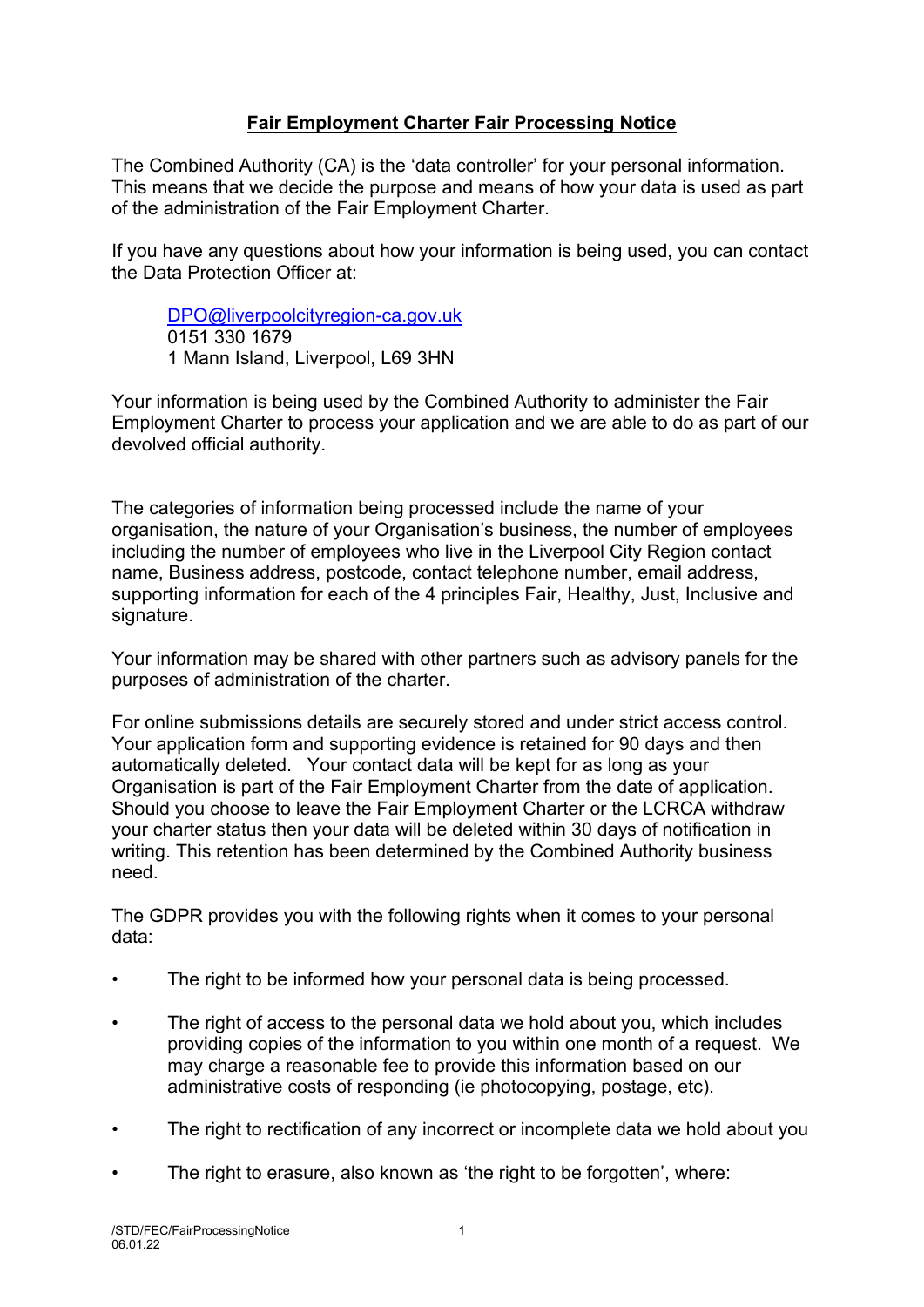# Fair Employment Charter Fair Processing Notice

The Combined Authority (CA) is the 'data controller' for your personal information. This means that we decide the purpose and means of how your data is used as part of the administration of the Fair Employment Charter.

If you have any questions about how your information is being used, you can contact the Data Protection Officer at:

> DPO@liverpoolcityregion-ca.gov.uk
> 0151 330 1679
> 1 Mann Island, Liverpool, L69 3HN

Your information is being used by the Combined Authority to administer the Fair Employment Charter to process your application and we are able to do as part of our devolved official authority.

The categories of information being processed include the name of your organisation, the nature of your Organisation's business, the number of employees including the number of employees who live in the Liverpool City Region contact name, Business address, postcode, contact telephone number, email address, supporting information for each of the 4 principles Fair, Healthy, Just, Inclusive and signature.

Your information may be shared with other partners such as advisory panels for the purposes of administration of the charter.

For online submissions details are securely stored and under strict access control. Your application form and supporting evidence is retained for 90 days and then automatically deleted. Your contact data will be kept for as long as your Organisation is part of the Fair Employment Charter from the date of application. Should you choose to leave the Fair Employment Charter or the LCRCA withdraw your charter status then your data will be deleted within 30 days of notification in writing. This retention has been determined by the Combined Authority business need.

The GDPR provides you with the following rights when it comes to your personal data:

- The right to be informed how your personal data is being processed.
- The right of access to the personal data we hold about you, which includes providing copies of the information to you within one month of a request. We may charge a reasonable fee to provide this information based on our administrative costs of responding (ie photocopying, postage, etc).
- The right to rectification of any incorrect or incomplete data we hold about you
- The right to erasure, also known as 'the right to be forgotten', where: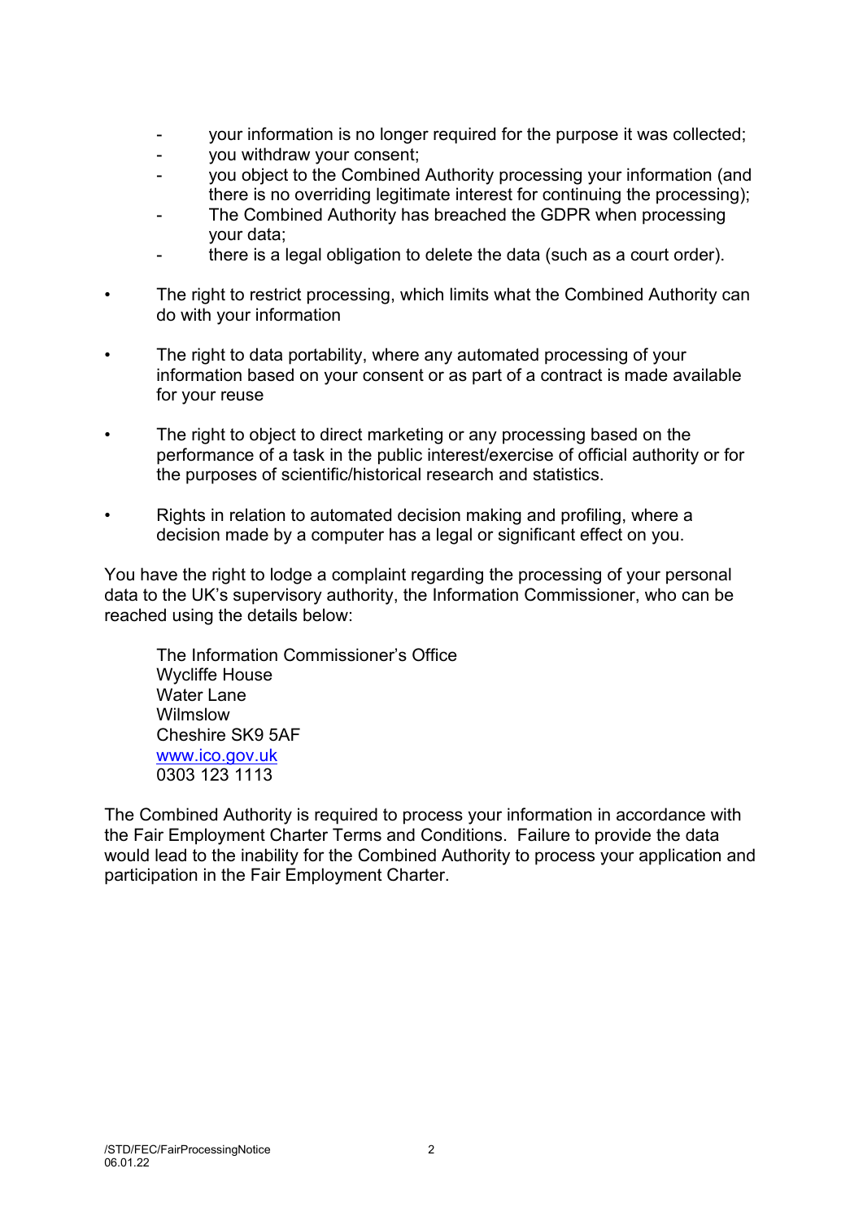- your information is no longer required for the purpose it was collected;
- you withdraw your consent;
- you object to the Combined Authority processing your information (and there is no overriding legitimate interest for continuing the processing);
- The Combined Authority has breached the GDPR when processing your data;
- there is a legal obligation to delete the data (such as a court order).

- The right to restrict processing, which limits what the Combined Authority can do with your information

- The right to data portability, where any automated processing of your information based on your consent or as part of a contract is made available for your reuse

- The right to object to direct marketing or any processing based on the performance of a task in the public interest/exercise of official authority or for the purposes of scientific/historical research and statistics.

- Rights in relation to automated decision making and profiling, where a decision made by a computer has a legal or significant effect on you.

You have the right to lodge a complaint regarding the processing of your personal data to the UK's supervisory authority, the Information Commissioner, who can be reached using the details below:

The Information Commissioner's Office
Wycliffe House
Water Lane
Wilmslow
Cheshire SK9 5AF
[www.ico.gov.uk](http://www.ico.gov.uk)
0303 123 1113

The Combined Authority is required to process your information in accordance with the Fair Employment Charter Terms and Conditions. Failure to provide the data would lead to the inability for the Combined Authority to process your application and participation in the Fair Employment Charter.